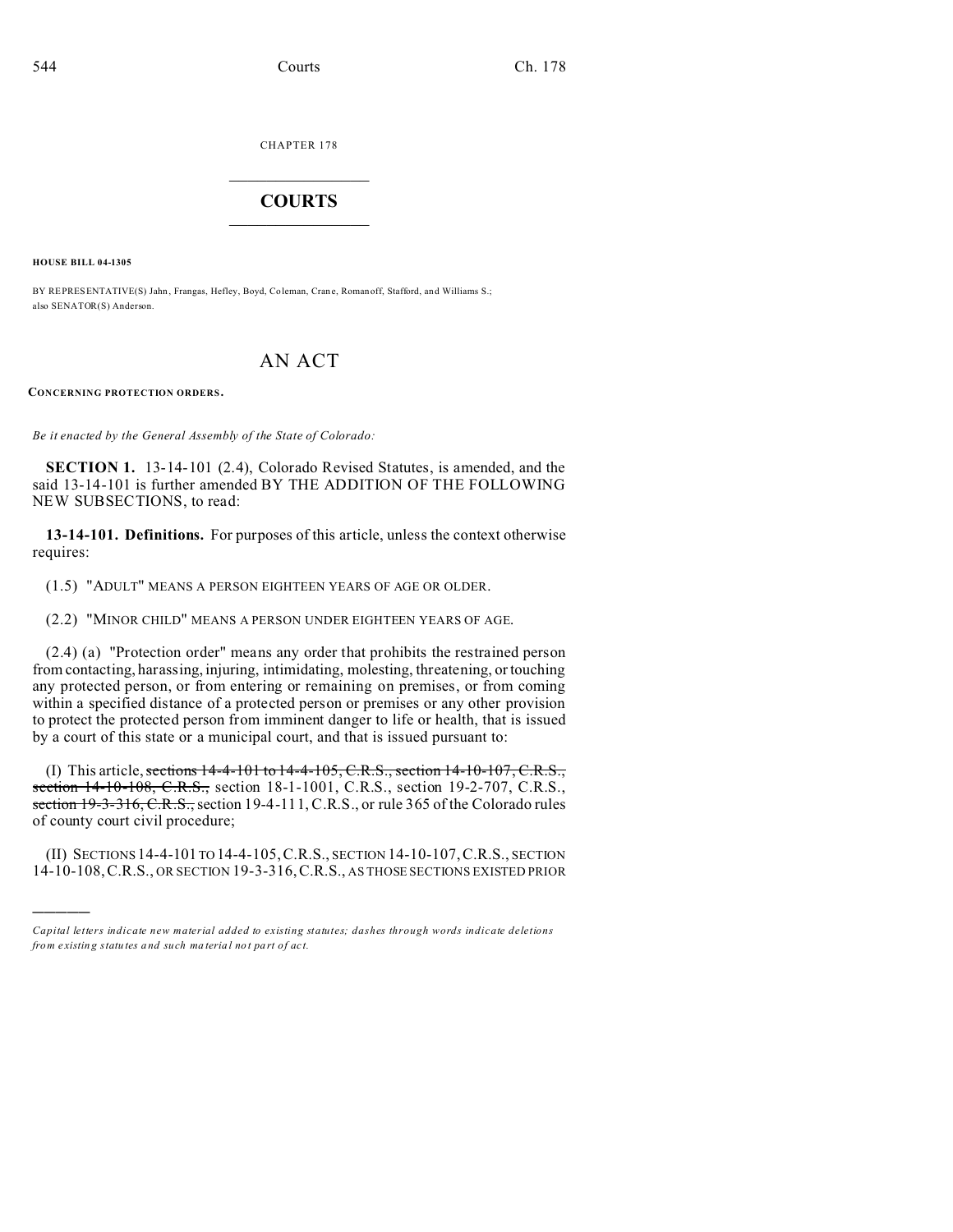CHAPTER 178

# COURTS

**HOUSE BILL 04-1305**

BY REPRESENTATIVE(S) Jahn, Frangas, Hefley, Boyd, Coleman, Crane, Romanoff, Stafford, and Williams S.; also SENATOR(S) Anderson.

# AN ACT

**CONCERNING PROTECTION ORDERS.**

*Be it enacted by the General Assembly of the State of Colorado:*

**SECTION 1.** 13-14-101 (2.4), Colorado Revised Statutes, is amended, and the said 13-14-101 is further amended BY THE ADDITION OF THE FOLLOWING NEW SUBSECTIONS, to read:

**13-14-101. Definitions.** For purposes of this article, unless the context otherwise requires:

(1.5) "ADULT" MEANS A PERSON EIGHTEEN YEARS OF AGE OR OLDER.

(2.2) "MINOR CHILD" MEANS A PERSON UNDER EIGHTEEN YEARS OF AGE.

(2.4) (a) "Protection order" means any order that prohibits the restrained person from contacting, harassing, injuring, intimidating, molesting, threatening, or touching any protected person, or from entering or remaining on premises, or from coming within a specified distance of a protected person or premises or any other provision to protect the protected person from imminent danger to life or health, that is issued by a court of this state or a municipal court, and that is issued pursuant to:

(I) This article, ~~sections 14-4-101 to 14-4-105, C.R.S., section 14-10-107, C.R.S., section 14-10-108, C.R.S.,~~ section 18-1-1001, C.R.S., section 19-2-707, C.R.S., ~~section 19-3-316, C.R.S.,~~ section 19-4-111, C.R.S., or rule 365 of the Colorado rules of county court civil procedure;

(II) SECTIONS 14-4-101 TO 14-4-105, C.R.S., SECTION 14-10-107, C.R.S., SECTION 14-10-108, C.R.S., OR SECTION 19-3-316, C.R.S., AS THOSE SECTIONS EXISTED PRIOR

---

*Capital letters indicate new material added to existing statutes; dashes through words indicate deletions from existing statutes and such material not part of act.*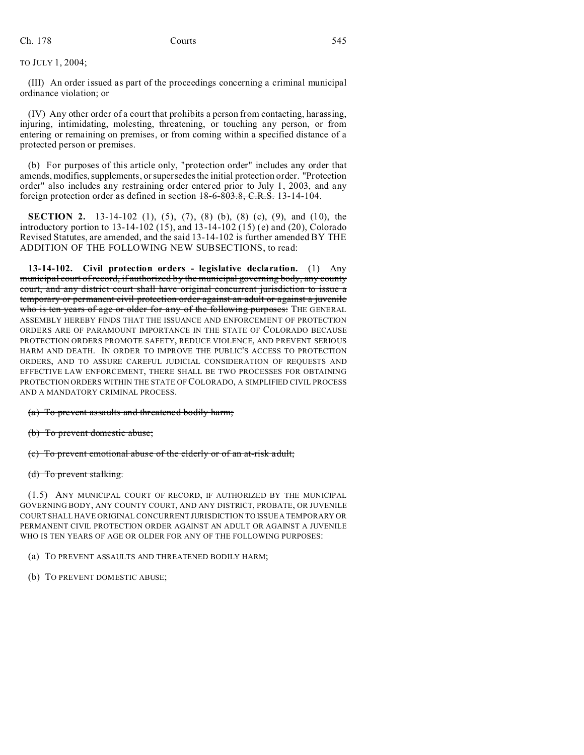TO JULY 1, 2004;

(III) An order issued as part of the proceedings concerning a criminal municipal ordinance violation; or

(IV) Any other order of a court that prohibits a person from contacting, harassing, injuring, intimidating, molesting, threatening, or touching any person, or from entering or remaining on premises, or from coming within a specified distance of a protected person or premises.

(b) For purposes of this article only, "protection order" includes any order that amends, modifies, supplements, or supersedes the initial protection order. "Protection order" also includes any restraining order entered prior to July 1, 2003, and any foreign protection order as defined in section ~~18-6-803.8, C.R.S.~~ 13-14-104.

**SECTION 2.** 13-14-102 (1), (5), (7), (8) (b), (8) (c), (9), and (10), the introductory portion to 13-14-102 (15), and 13-14-102 (15) (e) and (20), Colorado Revised Statutes, are amended, and the said 13-14-102 is further amended BY THE ADDITION OF THE FOLLOWING NEW SUBSECTIONS, to read:

**13-14-102. Civil protection orders - legislative declaration.** (1) ~~Any municipal court of record, if authorized by the municipal governing body, any county court, and any district court shall have original concurrent jurisdiction to issue a temporary or permanent civil protection order against an adult or against a juvenile who is ten years of age or older for any of the following purposes:~~ THE GENERAL ASSEMBLY HEREBY FINDS THAT THE ISSUANCE AND ENFORCEMENT OF PROTECTION ORDERS ARE OF PARAMOUNT IMPORTANCE IN THE STATE OF COLORADO BECAUSE PROTECTION ORDERS PROMOTE SAFETY, REDUCE VIOLENCE, AND PREVENT SERIOUS HARM AND DEATH. IN ORDER TO IMPROVE THE PUBLIC'S ACCESS TO PROTECTION ORDERS, AND TO ASSURE CAREFUL JUDICIAL CONSIDERATION OF REQUESTS AND EFFECTIVE LAW ENFORCEMENT, THERE SHALL BE TWO PROCESSES FOR OBTAINING PROTECTION ORDERS WITHIN THE STATE OF COLORADO, A SIMPLIFIED CIVIL PROCESS AND A MANDATORY CRIMINAL PROCESS.

~~(a) To prevent assaults and threatened bodily harm;~~

~~(b) To prevent domestic abuse;~~

~~(c) To prevent emotional abuse of the elderly or of an at-risk adult;~~

~~(d) To prevent stalking.~~

(1.5) ANY MUNICIPAL COURT OF RECORD, IF AUTHORIZED BY THE MUNICIPAL GOVERNING BODY, ANY COUNTY COURT, AND ANY DISTRICT, PROBATE, OR JUVENILE COURT SHALL HAVE ORIGINAL CONCURRENT JURISDICTION TO ISSUE A TEMPORARY OR PERMANENT CIVIL PROTECTION ORDER AGAINST AN ADULT OR AGAINST A JUVENILE WHO IS TEN YEARS OF AGE OR OLDER FOR ANY OF THE FOLLOWING PURPOSES:

(a) TO PREVENT ASSAULTS AND THREATENED BODILY HARM;

(b) TO PREVENT DOMESTIC ABUSE;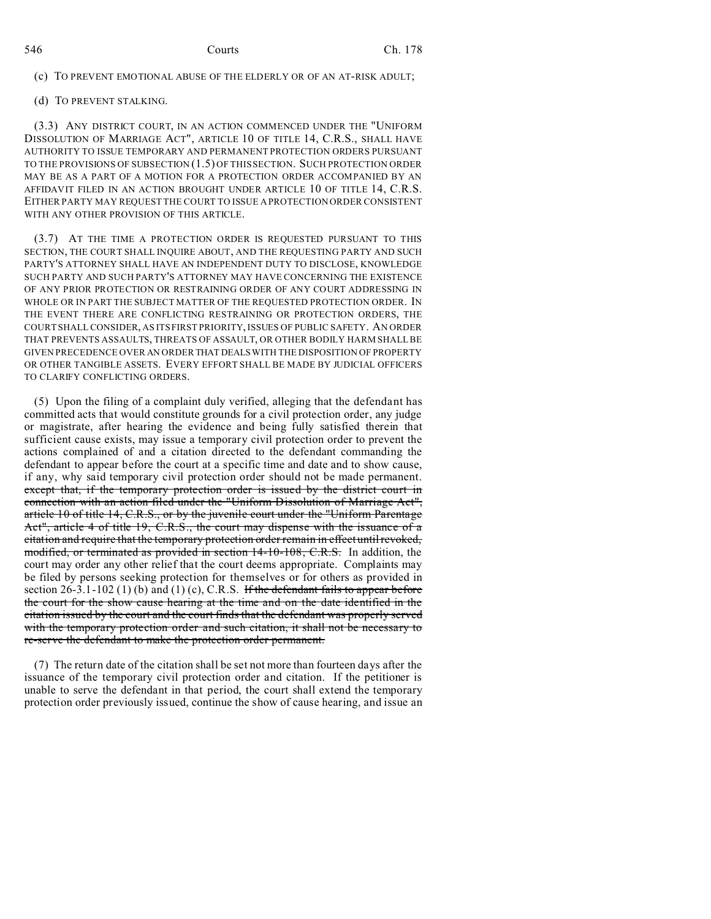(c) TO PREVENT EMOTIONAL ABUSE OF THE ELDERLY OR OF AN AT-RISK ADULT;

(d) TO PREVENT STALKING.

(3.3) ANY DISTRICT COURT, IN AN ACTION COMMENCED UNDER THE "UNIFORM DISSOLUTION OF MARRIAGE ACT", ARTICLE 10 OF TITLE 14, C.R.S., SHALL HAVE AUTHORITY TO ISSUE TEMPORARY AND PERMANENT PROTECTION ORDERS PURSUANT TO THE PROVISIONS OF SUBSECTION (1.5) OF THIS SECTION. SUCH PROTECTION ORDER MAY BE AS A PART OF A MOTION FOR A PROTECTION ORDER ACCOMPANIED BY AN AFFIDAVIT FILED IN AN ACTION BROUGHT UNDER ARTICLE 10 OF TITLE 14, C.R.S. EITHER PARTY MAY REQUEST THE COURT TO ISSUE A PROTECTION ORDER CONSISTENT WITH ANY OTHER PROVISION OF THIS ARTICLE.

(3.7) AT THE TIME A PROTECTION ORDER IS REQUESTED PURSUANT TO THIS SECTION, THE COURT SHALL INQUIRE ABOUT, AND THE REQUESTING PARTY AND SUCH PARTY'S ATTORNEY SHALL HAVE AN INDEPENDENT DUTY TO DISCLOSE, KNOWLEDGE SUCH PARTY AND SUCH PARTY'S ATTORNEY MAY HAVE CONCERNING THE EXISTENCE OF ANY PRIOR PROTECTION OR RESTRAINING ORDER OF ANY COURT ADDRESSING IN WHOLE OR IN PART THE SUBJECT MATTER OF THE REQUESTED PROTECTION ORDER. IN THE EVENT THERE ARE CONFLICTING RESTRAINING OR PROTECTION ORDERS, THE COURT SHALL CONSIDER, AS ITS FIRST PRIORITY, ISSUES OF PUBLIC SAFETY. AN ORDER THAT PREVENTS ASSAULTS, THREATS OF ASSAULT, OR OTHER BODILY HARM SHALL BE GIVEN PRECEDENCE OVER AN ORDER THAT DEALS WITH THE DISPOSITION OF PROPERTY OR OTHER TANGIBLE ASSETS. EVERY EFFORT SHALL BE MADE BY JUDICIAL OFFICERS TO CLARIFY CONFLICTING ORDERS.

(5) Upon the filing of a complaint duly verified, alleging that the defendant has committed acts that would constitute grounds for a civil protection order, any judge or magistrate, after hearing the evidence and being fully satisfied therein that sufficient cause exists, may issue a temporary civil protection order to prevent the actions complained of and a citation directed to the defendant commanding the defendant to appear before the court at a specific time and date and to show cause, if any, why said temporary civil protection order should not be made permanent. ~~except that, if the temporary protection order is issued by the district court in connection with an action filed under the "Uniform Dissolution of Marriage Act", article 10 of title 14, C.R.S., or by the juvenile court under the "Uniform Parentage Act", article 4 of title 19, C.R.S., the court may dispense with the issuance of a citation and require that the temporary protection order remain in effect until revoked, modified, or terminated as provided in section 14-10-108, C.R.S.~~ In addition, the court may order any other relief that the court deems appropriate. Complaints may be filed by persons seeking protection for themselves or for others as provided in section 26-3.1-102 (1) (b) and (1) (c), C.R.S. ~~If the defendant fails to appear before the court for the show cause hearing at the time and on the date identified in the citation issued by the court and the court finds that the defendant was properly served with the temporary protection order and such citation, it shall not be necessary to re-serve the defendant to make the protection order permanent.~~

(7) The return date of the citation shall be set not more than fourteen days after the issuance of the temporary civil protection order and citation. If the petitioner is unable to serve the defendant in that period, the court shall extend the temporary protection order previously issued, continue the show of cause hearing, and issue an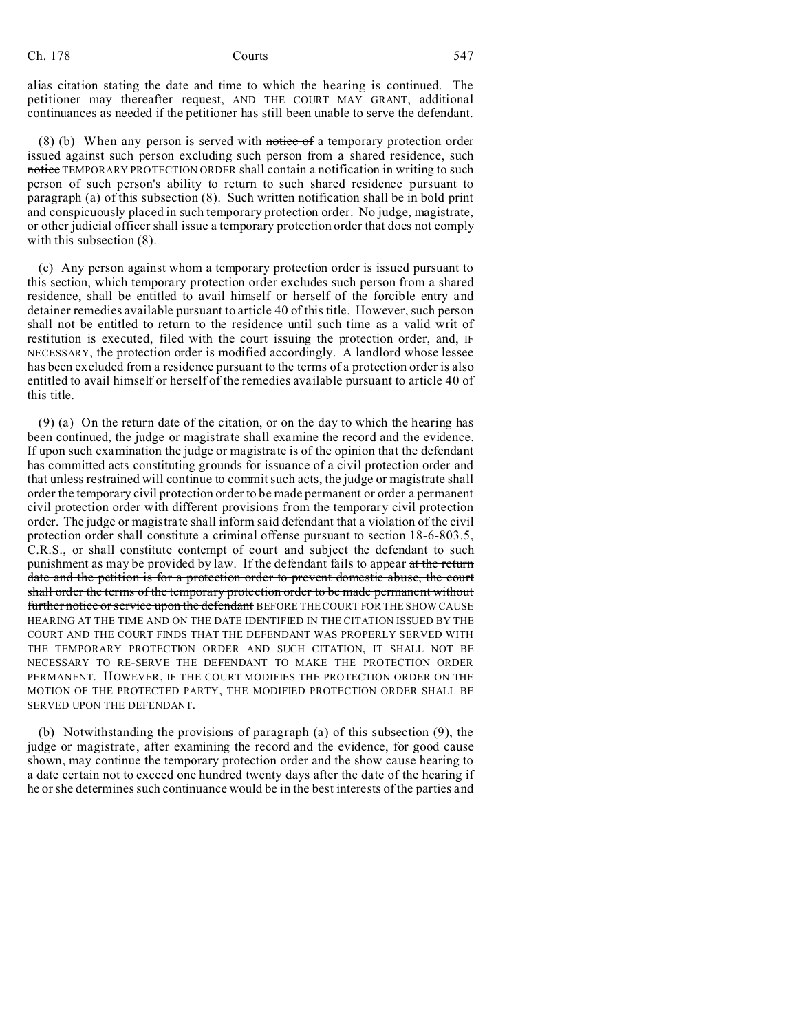alias citation stating the date and time to which the hearing is continued. The petitioner may thereafter request, AND THE COURT MAY GRANT, additional continuances as needed if the petitioner has still been unable to serve the defendant.

(8) (b) When any person is served with ~~notice of~~ a temporary protection order issued against such person excluding such person from a shared residence, such ~~notice~~ TEMPORARY PROTECTION ORDER shall contain a notification in writing to such person of such person's ability to return to such shared residence pursuant to paragraph (a) of this subsection (8). Such written notification shall be in bold print and conspicuously placed in such temporary protection order. No judge, magistrate, or other judicial officer shall issue a temporary protection order that does not comply with this subsection (8).

(c) Any person against whom a temporary protection order is issued pursuant to this section, which temporary protection order excludes such person from a shared residence, shall be entitled to avail himself or herself of the forcible entry and detainer remedies available pursuant to article 40 of this title. However, such person shall not be entitled to return to the residence until such time as a valid writ of restitution is executed, filed with the court issuing the protection order, and, IF NECESSARY, the protection order is modified accordingly. A landlord whose lessee has been excluded from a residence pursuant to the terms of a protection order is also entitled to avail himself or herself of the remedies available pursuant to article 40 of this title.

(9) (a) On the return date of the citation, or on the day to which the hearing has been continued, the judge or magistrate shall examine the record and the evidence. If upon such examination the judge or magistrate is of the opinion that the defendant has committed acts constituting grounds for issuance of a civil protection order and that unless restrained will continue to commit such acts, the judge or magistrate shall order the temporary civil protection order to be made permanent or order a permanent civil protection order with different provisions from the temporary civil protection order. The judge or magistrate shall inform said defendant that a violation of the civil protection order shall constitute a criminal offense pursuant to section 18-6-803.5, C.R.S., or shall constitute contempt of court and subject the defendant to such punishment as may be provided by law. If the defendant fails to appear ~~at the return date and the petition is for a protection order to prevent domestic abuse, the court shall order the terms of the temporary protection order to be made permanent without further notice or service upon the defendant~~ BEFORE THE COURT FOR THE SHOW CAUSE HEARING AT THE TIME AND ON THE DATE IDENTIFIED IN THE CITATION ISSUED BY THE COURT AND THE COURT FINDS THAT THE DEFENDANT WAS PROPERLY SERVED WITH THE TEMPORARY PROTECTION ORDER AND SUCH CITATION, IT SHALL NOT BE NECESSARY TO RE-SERVE THE DEFENDANT TO MAKE THE PROTECTION ORDER PERMANENT. HOWEVER, IF THE COURT MODIFIES THE PROTECTION ORDER ON THE MOTION OF THE PROTECTED PARTY, THE MODIFIED PROTECTION ORDER SHALL BE SERVED UPON THE DEFENDANT.

(b) Notwithstanding the provisions of paragraph (a) of this subsection (9), the judge or magistrate, after examining the record and the evidence, for good cause shown, may continue the temporary protection order and the show cause hearing to a date certain not to exceed one hundred twenty days after the date of the hearing if he or she determines such continuance would be in the best interests of the parties and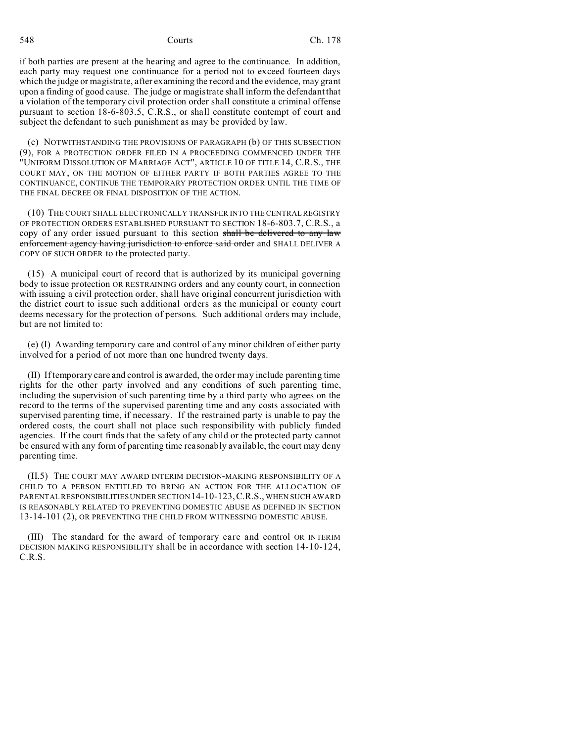if both parties are present at the hearing and agree to the continuance. In addition, each party may request one continuance for a period not to exceed fourteen days which the judge or magistrate, after examining the record and the evidence, may grant upon a finding of good cause. The judge or magistrate shall inform the defendant that a violation of the temporary civil protection order shall constitute a criminal offense pursuant to section 18-6-803.5, C.R.S., or shall constitute contempt of court and subject the defendant to such punishment as may be provided by law.

(c) NOTWITHSTANDING THE PROVISIONS OF PARAGRAPH (b) OF THIS SUBSECTION (9), FOR A PROTECTION ORDER FILED IN A PROCEEDING COMMENCED UNDER THE "UNIFORM DISSOLUTION OF MARRIAGE ACT", ARTICLE 10 OF TITLE 14, C.R.S., THE COURT MAY, ON THE MOTION OF EITHER PARTY IF BOTH PARTIES AGREE TO THE CONTINUANCE, CONTINUE THE TEMPORARY PROTECTION ORDER UNTIL THE TIME OF THE FINAL DECREE OR FINAL DISPOSITION OF THE ACTION.

(10) THE COURT SHALL ELECTRONICALLY TRANSFER INTO THE CENTRAL REGISTRY OF PROTECTION ORDERS ESTABLISHED PURSUANT TO SECTION 18-6-803.7, C.R.S., a copy of any order issued pursuant to this section ~~shall be delivered to any law enforcement agency having jurisdiction to enforce said order~~ and SHALL DELIVER A COPY OF SUCH ORDER to the protected party.

(15) A municipal court of record that is authorized by its municipal governing body to issue protection OR RESTRAINING orders and any county court, in connection with issuing a civil protection order, shall have original concurrent jurisdiction with the district court to issue such additional orders as the municipal or county court deems necessary for the protection of persons. Such additional orders may include, but are not limited to:

(e) (I) Awarding temporary care and control of any minor children of either party involved for a period of not more than one hundred twenty days.

(II) If temporary care and control is awarded, the order may include parenting time rights for the other party involved and any conditions of such parenting time, including the supervision of such parenting time by a third party who agrees on the record to the terms of the supervised parenting time and any costs associated with supervised parenting time, if necessary. If the restrained party is unable to pay the ordered costs, the court shall not place such responsibility with publicly funded agencies. If the court finds that the safety of any child or the protected party cannot be ensured with any form of parenting time reasonably available, the court may deny parenting time.

(II.5) THE COURT MAY AWARD INTERIM DECISION-MAKING RESPONSIBILITY OF A CHILD TO A PERSON ENTITLED TO BRING AN ACTION FOR THE ALLOCATION OF PARENTAL RESPONSIBILITIES UNDER SECTION 14-10-123, C.R.S., WHEN SUCH AWARD IS REASONABLY RELATED TO PREVENTING DOMESTIC ABUSE AS DEFINED IN SECTION 13-14-101 (2), OR PREVENTING THE CHILD FROM WITNESSING DOMESTIC ABUSE.

(III) The standard for the award of temporary care and control OR INTERIM DECISION MAKING RESPONSIBILITY shall be in accordance with section 14-10-124, C.R.S.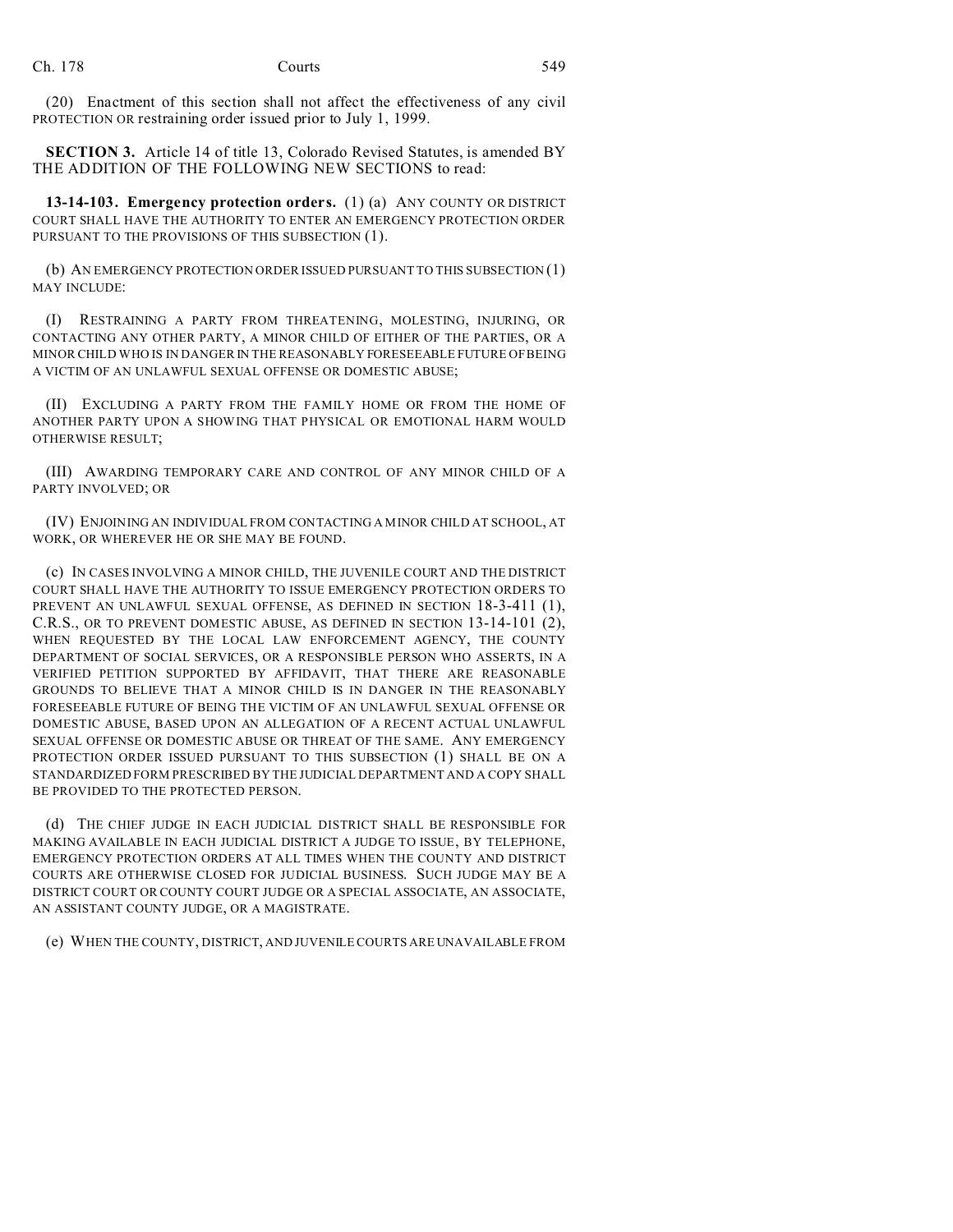(20) Enactment of this section shall not affect the effectiveness of any civil PROTECTION OR restraining order issued prior to July 1, 1999.

**SECTION 3.** Article 14 of title 13, Colorado Revised Statutes, is amended BY THE ADDITION OF THE FOLLOWING NEW SECTIONS to read:

**13-14-103. Emergency protection orders.** (1) (a) ANY COUNTY OR DISTRICT COURT SHALL HAVE THE AUTHORITY TO ENTER AN EMERGENCY PROTECTION ORDER PURSUANT TO THE PROVISIONS OF THIS SUBSECTION (1).

(b) AN EMERGENCY PROTECTION ORDER ISSUED PURSUANT TO THIS SUBSECTION (1) MAY INCLUDE:

(I) RESTRAINING A PARTY FROM THREATENING, MOLESTING, INJURING, OR CONTACTING ANY OTHER PARTY, A MINOR CHILD OF EITHER OF THE PARTIES, OR A MINOR CHILD WHO IS IN DANGER IN THE REASONABLY FORESEEABLE FUTURE OF BEING A VICTIM OF AN UNLAWFUL SEXUAL OFFENSE OR DOMESTIC ABUSE;

(II) EXCLUDING A PARTY FROM THE FAMILY HOME OR FROM THE HOME OF ANOTHER PARTY UPON A SHOWING THAT PHYSICAL OR EMOTIONAL HARM WOULD OTHERWISE RESULT;

(III) AWARDING TEMPORARY CARE AND CONTROL OF ANY MINOR CHILD OF A PARTY INVOLVED; OR

(IV) ENJOINING AN INDIVIDUAL FROM CONTACTING A MINOR CHILD AT SCHOOL, AT WORK, OR WHEREVER HE OR SHE MAY BE FOUND.

(c) IN CASES INVOLVING A MINOR CHILD, THE JUVENILE COURT AND THE DISTRICT COURT SHALL HAVE THE AUTHORITY TO ISSUE EMERGENCY PROTECTION ORDERS TO PREVENT AN UNLAWFUL SEXUAL OFFENSE, AS DEFINED IN SECTION 18-3-411 (1), C.R.S., OR TO PREVENT DOMESTIC ABUSE, AS DEFINED IN SECTION 13-14-101 (2), WHEN REQUESTED BY THE LOCAL LAW ENFORCEMENT AGENCY, THE COUNTY DEPARTMENT OF SOCIAL SERVICES, OR A RESPONSIBLE PERSON WHO ASSERTS, IN A VERIFIED PETITION SUPPORTED BY AFFIDAVIT, THAT THERE ARE REASONABLE GROUNDS TO BELIEVE THAT A MINOR CHILD IS IN DANGER IN THE REASONABLY FORESEEABLE FUTURE OF BEING THE VICTIM OF AN UNLAWFUL SEXUAL OFFENSE OR DOMESTIC ABUSE, BASED UPON AN ALLEGATION OF A RECENT ACTUAL UNLAWFUL SEXUAL OFFENSE OR DOMESTIC ABUSE OR THREAT OF THE SAME. ANY EMERGENCY PROTECTION ORDER ISSUED PURSUANT TO THIS SUBSECTION (1) SHALL BE ON A STANDARDIZED FORM PRESCRIBED BY THE JUDICIAL DEPARTMENT AND A COPY SHALL BE PROVIDED TO THE PROTECTED PERSON.

(d) THE CHIEF JUDGE IN EACH JUDICIAL DISTRICT SHALL BE RESPONSIBLE FOR MAKING AVAILABLE IN EACH JUDICIAL DISTRICT A JUDGE TO ISSUE, BY TELEPHONE, EMERGENCY PROTECTION ORDERS AT ALL TIMES WHEN THE COUNTY AND DISTRICT COURTS ARE OTHERWISE CLOSED FOR JUDICIAL BUSINESS. SUCH JUDGE MAY BE A DISTRICT COURT OR COUNTY COURT JUDGE OR A SPECIAL ASSOCIATE, AN ASSOCIATE, AN ASSISTANT COUNTY JUDGE, OR A MAGISTRATE.

(e) WHEN THE COUNTY, DISTRICT, AND JUVENILE COURTS ARE UNAVAILABLE FROM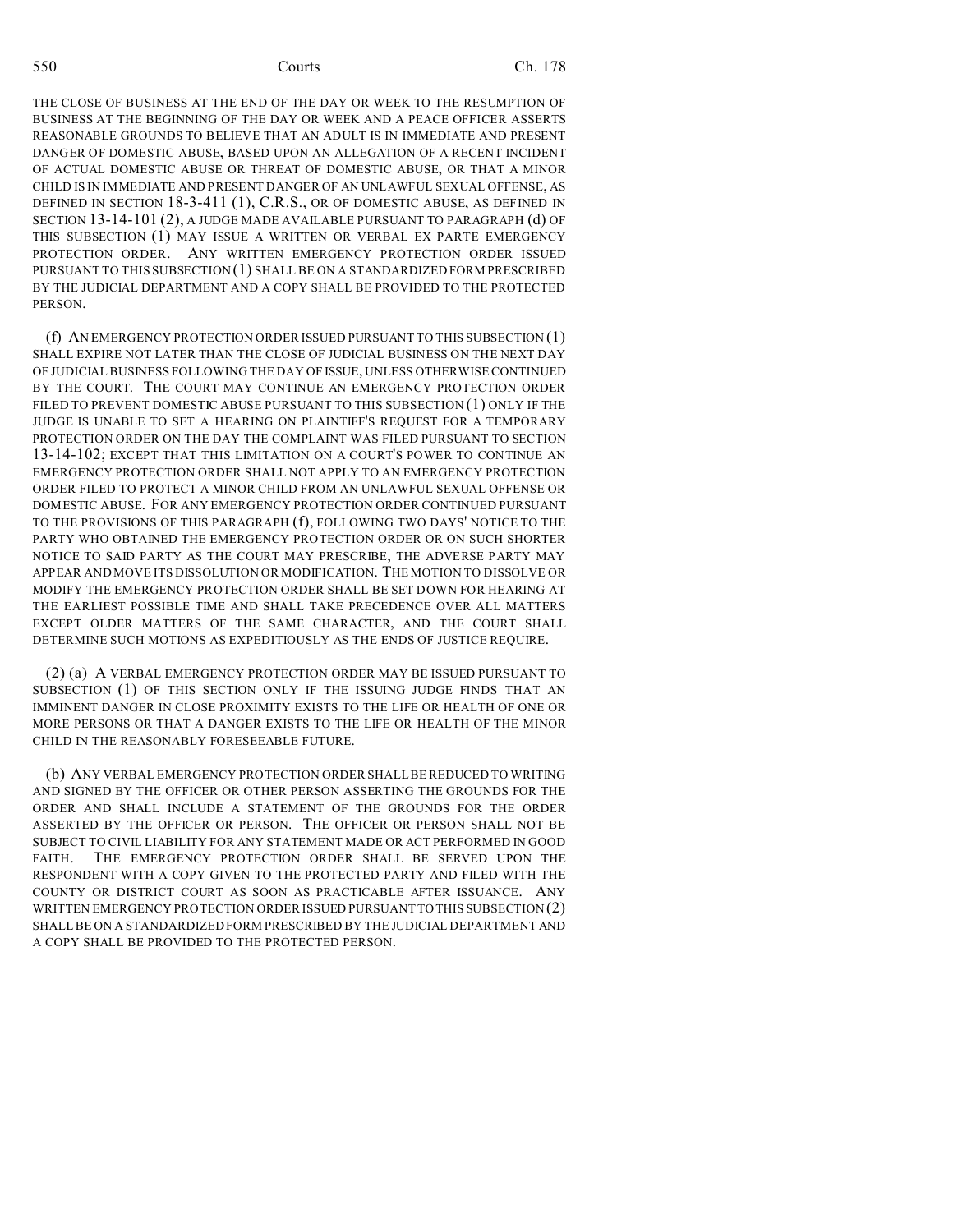THE CLOSE OF BUSINESS AT THE END OF THE DAY OR WEEK TO THE RESUMPTION OF BUSINESS AT THE BEGINNING OF THE DAY OR WEEK AND A PEACE OFFICER ASSERTS REASONABLE GROUNDS TO BELIEVE THAT AN ADULT IS IN IMMEDIATE AND PRESENT DANGER OF DOMESTIC ABUSE, BASED UPON AN ALLEGATION OF A RECENT INCIDENT OF ACTUAL DOMESTIC ABUSE OR THREAT OF DOMESTIC ABUSE, OR THAT A MINOR CHILD IS IN IMMEDIATE AND PRESENT DANGER OF AN UNLAWFUL SEXUAL OFFENSE, AS DEFINED IN SECTION 18-3-411 (1), C.R.S., OR OF DOMESTIC ABUSE, AS DEFINED IN SECTION 13-14-101 (2), A JUDGE MADE AVAILABLE PURSUANT TO PARAGRAPH (d) OF THIS SUBSECTION (1) MAY ISSUE A WRITTEN OR VERBAL EX PARTE EMERGENCY PROTECTION ORDER. ANY WRITTEN EMERGENCY PROTECTION ORDER ISSUED PURSUANT TO THIS SUBSECTION (1) SHALL BE ON A STANDARDIZED FORM PRESCRIBED BY THE JUDICIAL DEPARTMENT AND A COPY SHALL BE PROVIDED TO THE PROTECTED PERSON.

(f) AN EMERGENCY PROTECTION ORDER ISSUED PURSUANT TO THIS SUBSECTION (1) SHALL EXPIRE NOT LATER THAN THE CLOSE OF JUDICIAL BUSINESS ON THE NEXT DAY OF JUDICIAL BUSINESS FOLLOWING THE DAY OF ISSUE, UNLESS OTHERWISE CONTINUED BY THE COURT. THE COURT MAY CONTINUE AN EMERGENCY PROTECTION ORDER FILED TO PREVENT DOMESTIC ABUSE PURSUANT TO THIS SUBSECTION (1) ONLY IF THE JUDGE IS UNABLE TO SET A HEARING ON PLAINTIFF'S REQUEST FOR A TEMPORARY PROTECTION ORDER ON THE DAY THE COMPLAINT WAS FILED PURSUANT TO SECTION 13-14-102; EXCEPT THAT THIS LIMITATION ON A COURT'S POWER TO CONTINUE AN EMERGENCY PROTECTION ORDER SHALL NOT APPLY TO AN EMERGENCY PROTECTION ORDER FILED TO PROTECT A MINOR CHILD FROM AN UNLAWFUL SEXUAL OFFENSE OR DOMESTIC ABUSE. FOR ANY EMERGENCY PROTECTION ORDER CONTINUED PURSUANT TO THE PROVISIONS OF THIS PARAGRAPH (f), FOLLOWING TWO DAYS' NOTICE TO THE PARTY WHO OBTAINED THE EMERGENCY PROTECTION ORDER OR ON SUCH SHORTER NOTICE TO SAID PARTY AS THE COURT MAY PRESCRIBE, THE ADVERSE PARTY MAY APPEAR AND MOVE ITS DISSOLUTION OR MODIFICATION. THE MOTION TO DISSOLVE OR MODIFY THE EMERGENCY PROTECTION ORDER SHALL BE SET DOWN FOR HEARING AT THE EARLIEST POSSIBLE TIME AND SHALL TAKE PRECEDENCE OVER ALL MATTERS EXCEPT OLDER MATTERS OF THE SAME CHARACTER, AND THE COURT SHALL DETERMINE SUCH MOTIONS AS EXPEDITIOUSLY AS THE ENDS OF JUSTICE REQUIRE.

(2) (a) A VERBAL EMERGENCY PROTECTION ORDER MAY BE ISSUED PURSUANT TO SUBSECTION (1) OF THIS SECTION ONLY IF THE ISSUING JUDGE FINDS THAT AN IMMINENT DANGER IN CLOSE PROXIMITY EXISTS TO THE LIFE OR HEALTH OF ONE OR MORE PERSONS OR THAT A DANGER EXISTS TO THE LIFE OR HEALTH OF THE MINOR CHILD IN THE REASONABLY FORESEEABLE FUTURE.

(b) ANY VERBAL EMERGENCY PROTECTION ORDER SHALL BE REDUCED TO WRITING AND SIGNED BY THE OFFICER OR OTHER PERSON ASSERTING THE GROUNDS FOR THE ORDER AND SHALL INCLUDE A STATEMENT OF THE GROUNDS FOR THE ORDER ASSERTED BY THE OFFICER OR PERSON. THE OFFICER OR PERSON SHALL NOT BE SUBJECT TO CIVIL LIABILITY FOR ANY STATEMENT MADE OR ACT PERFORMED IN GOOD FAITH. THE EMERGENCY PROTECTION ORDER SHALL BE SERVED UPON THE RESPONDENT WITH A COPY GIVEN TO THE PROTECTED PARTY AND FILED WITH THE COUNTY OR DISTRICT COURT AS SOON AS PRACTICABLE AFTER ISSUANCE. ANY WRITTEN EMERGENCY PROTECTION ORDER ISSUED PURSUANT TO THIS SUBSECTION (2) SHALL BE ON A STANDARDIZED FORM PRESCRIBED BY THE JUDICIAL DEPARTMENT AND A COPY SHALL BE PROVIDED TO THE PROTECTED PERSON.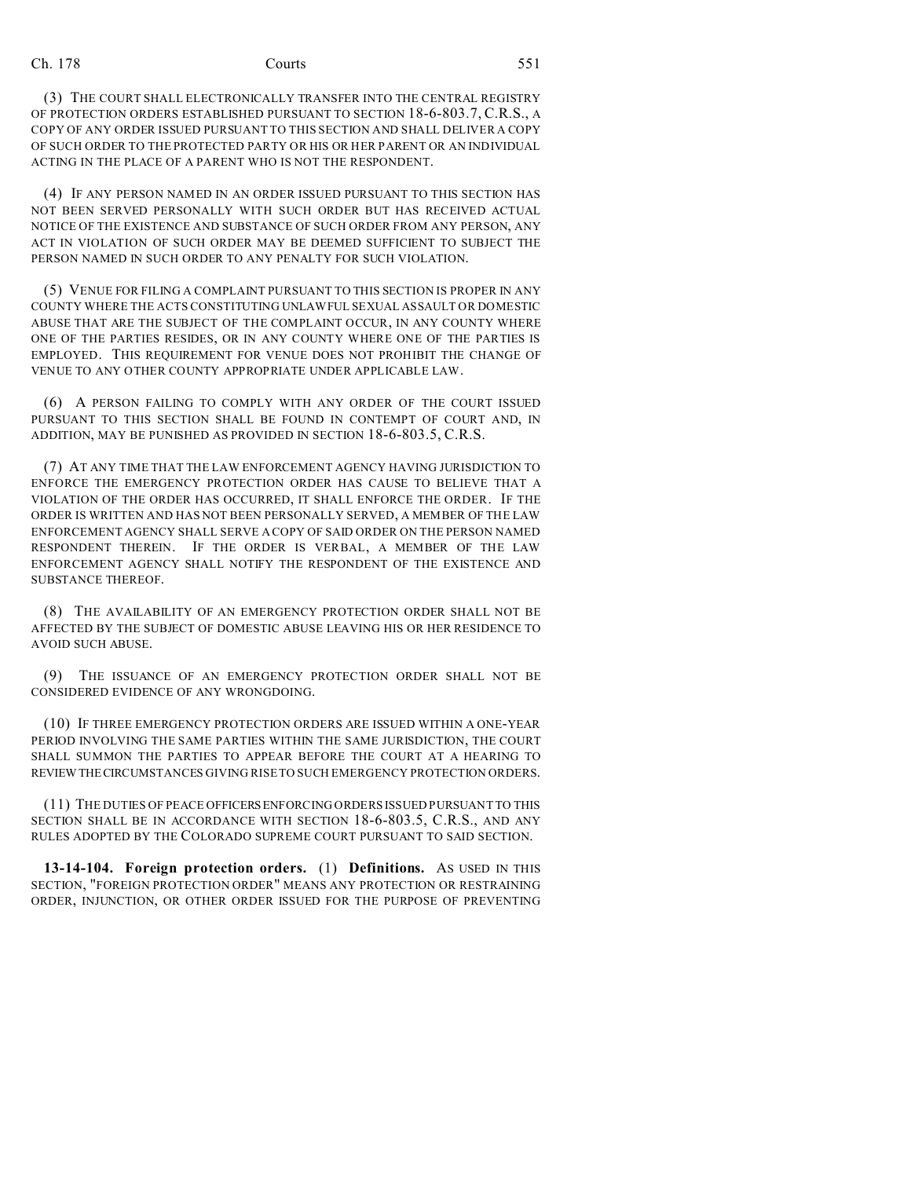(3) THE COURT SHALL ELECTRONICALLY TRANSFER INTO THE CENTRAL REGISTRY OF PROTECTION ORDERS ESTABLISHED PURSUANT TO SECTION 18-6-803.7, C.R.S., A COPY OF ANY ORDER ISSUED PURSUANT TO THIS SECTION AND SHALL DELIVER A COPY OF SUCH ORDER TO THE PROTECTED PARTY OR HIS OR HER PARENT OR AN INDIVIDUAL ACTING IN THE PLACE OF A PARENT WHO IS NOT THE RESPONDENT.

(4) IF ANY PERSON NAMED IN AN ORDER ISSUED PURSUANT TO THIS SECTION HAS NOT BEEN SERVED PERSONALLY WITH SUCH ORDER BUT HAS RECEIVED ACTUAL NOTICE OF THE EXISTENCE AND SUBSTANCE OF SUCH ORDER FROM ANY PERSON, ANY ACT IN VIOLATION OF SUCH ORDER MAY BE DEEMED SUFFICIENT TO SUBJECT THE PERSON NAMED IN SUCH ORDER TO ANY PENALTY FOR SUCH VIOLATION.

(5) VENUE FOR FILING A COMPLAINT PURSUANT TO THIS SECTION IS PROPER IN ANY COUNTY WHERE THE ACTS CONSTITUTING UNLAWFUL SEXUAL ASSAULT OR DOMESTIC ABUSE THAT ARE THE SUBJECT OF THE COMPLAINT OCCUR, IN ANY COUNTY WHERE ONE OF THE PARTIES RESIDES, OR IN ANY COUNTY WHERE ONE OF THE PARTIES IS EMPLOYED. THIS REQUIREMENT FOR VENUE DOES NOT PROHIBIT THE CHANGE OF VENUE TO ANY OTHER COUNTY APPROPRIATE UNDER APPLICABLE LAW.

(6) A PERSON FAILING TO COMPLY WITH ANY ORDER OF THE COURT ISSUED PURSUANT TO THIS SECTION SHALL BE FOUND IN CONTEMPT OF COURT AND, IN ADDITION, MAY BE PUNISHED AS PROVIDED IN SECTION 18-6-803.5, C.R.S.

(7) AT ANY TIME THAT THE LAW ENFORCEMENT AGENCY HAVING JURISDICTION TO ENFORCE THE EMERGENCY PROTECTION ORDER HAS CAUSE TO BELIEVE THAT A VIOLATION OF THE ORDER HAS OCCURRED, IT SHALL ENFORCE THE ORDER. IF THE ORDER IS WRITTEN AND HAS NOT BEEN PERSONALLY SERVED, A MEMBER OF THE LAW ENFORCEMENT AGENCY SHALL SERVE A COPY OF SAID ORDER ON THE PERSON NAMED RESPONDENT THEREIN. IF THE ORDER IS VERBAL, A MEMBER OF THE LAW ENFORCEMENT AGENCY SHALL NOTIFY THE RESPONDENT OF THE EXISTENCE AND SUBSTANCE THEREOF.

(8) THE AVAILABILITY OF AN EMERGENCY PROTECTION ORDER SHALL NOT BE AFFECTED BY THE SUBJECT OF DOMESTIC ABUSE LEAVING HIS OR HER RESIDENCE TO AVOID SUCH ABUSE.

(9) THE ISSUANCE OF AN EMERGENCY PROTECTION ORDER SHALL NOT BE CONSIDERED EVIDENCE OF ANY WRONGDOING.

(10) IF THREE EMERGENCY PROTECTION ORDERS ARE ISSUED WITHIN A ONE-YEAR PERIOD INVOLVING THE SAME PARTIES WITHIN THE SAME JURISDICTION, THE COURT SHALL SUMMON THE PARTIES TO APPEAR BEFORE THE COURT AT A HEARING TO REVIEW THE CIRCUMSTANCES GIVING RISE TO SUCH EMERGENCY PROTECTION ORDERS.

(11) THE DUTIES OF PEACE OFFICERS ENFORCING ORDERS ISSUED PURSUANT TO THIS SECTION SHALL BE IN ACCORDANCE WITH SECTION 18-6-803.5, C.R.S., AND ANY RULES ADOPTED BY THE COLORADO SUPREME COURT PURSUANT TO SAID SECTION.

**13-14-104. Foreign protection orders.** (1) **Definitions.** AS USED IN THIS SECTION, "FOREIGN PROTECTION ORDER" MEANS ANY PROTECTION OR RESTRAINING ORDER, INJUNCTION, OR OTHER ORDER ISSUED FOR THE PURPOSE OF PREVENTING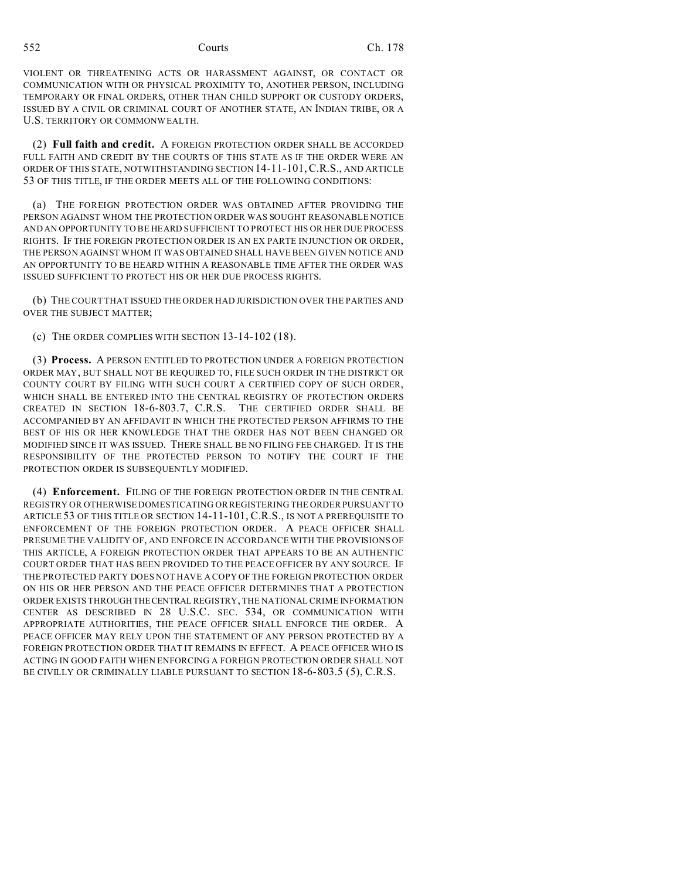VIOLENT OR THREATENING ACTS OR HARASSMENT AGAINST, OR CONTACT OR COMMUNICATION WITH OR PHYSICAL PROXIMITY TO, ANOTHER PERSON, INCLUDING TEMPORARY OR FINAL ORDERS, OTHER THAN CHILD SUPPORT OR CUSTODY ORDERS, ISSUED BY A CIVIL OR CRIMINAL COURT OF ANOTHER STATE, AN INDIAN TRIBE, OR A U.S. TERRITORY OR COMMONWEALTH.

(2) **Full faith and credit.** A FOREIGN PROTECTION ORDER SHALL BE ACCORDED FULL FAITH AND CREDIT BY THE COURTS OF THIS STATE AS IF THE ORDER WERE AN ORDER OF THIS STATE, NOTWITHSTANDING SECTION 14-11-101, C.R.S., AND ARTICLE 53 OF THIS TITLE, IF THE ORDER MEETS ALL OF THE FOLLOWING CONDITIONS:

(a) THE FOREIGN PROTECTION ORDER WAS OBTAINED AFTER PROVIDING THE PERSON AGAINST WHOM THE PROTECTION ORDER WAS SOUGHT REASONABLE NOTICE AND AN OPPORTUNITY TO BE HEARD SUFFICIENT TO PROTECT HIS OR HER DUE PROCESS RIGHTS. IF THE FOREIGN PROTECTION ORDER IS AN EX PARTE INJUNCTION OR ORDER, THE PERSON AGAINST WHOM IT WAS OBTAINED SHALL HAVE BEEN GIVEN NOTICE AND AN OPPORTUNITY TO BE HEARD WITHIN A REASONABLE TIME AFTER THE ORDER WAS ISSUED SUFFICIENT TO PROTECT HIS OR HER DUE PROCESS RIGHTS.

(b) THE COURT THAT ISSUED THE ORDER HAD JURISDICTION OVER THE PARTIES AND OVER THE SUBJECT MATTER;

(c) THE ORDER COMPLIES WITH SECTION 13-14-102 (18).

(3) **Process.** A PERSON ENTITLED TO PROTECTION UNDER A FOREIGN PROTECTION ORDER MAY, BUT SHALL NOT BE REQUIRED TO, FILE SUCH ORDER IN THE DISTRICT OR COUNTY COURT BY FILING WITH SUCH COURT A CERTIFIED COPY OF SUCH ORDER, WHICH SHALL BE ENTERED INTO THE CENTRAL REGISTRY OF PROTECTION ORDERS CREATED IN SECTION 18-6-803.7, C.R.S. THE CERTIFIED ORDER SHALL BE ACCOMPANIED BY AN AFFIDAVIT IN WHICH THE PROTECTED PERSON AFFIRMS TO THE BEST OF HIS OR HER KNOWLEDGE THAT THE ORDER HAS NOT BEEN CHANGED OR MODIFIED SINCE IT WAS ISSUED. THERE SHALL BE NO FILING FEE CHARGED. IT IS THE RESPONSIBILITY OF THE PROTECTED PERSON TO NOTIFY THE COURT IF THE PROTECTION ORDER IS SUBSEQUENTLY MODIFIED.

(4) **Enforcement.** FILING OF THE FOREIGN PROTECTION ORDER IN THE CENTRAL REGISTRY OR OTHERWISE DOMESTICATING OR REGISTERING THE ORDER PURSUANT TO ARTICLE 53 OF THIS TITLE OR SECTION 14-11-101, C.R.S., IS NOT A PREREQUISITE TO ENFORCEMENT OF THE FOREIGN PROTECTION ORDER. A PEACE OFFICER SHALL PRESUME THE VALIDITY OF, AND ENFORCE IN ACCORDANCE WITH THE PROVISIONS OF THIS ARTICLE, A FOREIGN PROTECTION ORDER THAT APPEARS TO BE AN AUTHENTIC COURT ORDER THAT HAS BEEN PROVIDED TO THE PEACE OFFICER BY ANY SOURCE. IF THE PROTECTED PARTY DOES NOT HAVE A COPY OF THE FOREIGN PROTECTION ORDER ON HIS OR HER PERSON AND THE PEACE OFFICER DETERMINES THAT A PROTECTION ORDER EXISTS THROUGH THE CENTRAL REGISTRY, THE NATIONAL CRIME INFORMATION CENTER AS DESCRIBED IN 28 U.S.C. SEC. 534, OR COMMUNICATION WITH APPROPRIATE AUTHORITIES, THE PEACE OFFICER SHALL ENFORCE THE ORDER. A PEACE OFFICER MAY RELY UPON THE STATEMENT OF ANY PERSON PROTECTED BY A FOREIGN PROTECTION ORDER THAT IT REMAINS IN EFFECT. A PEACE OFFICER WHO IS ACTING IN GOOD FAITH WHEN ENFORCING A FOREIGN PROTECTION ORDER SHALL NOT BE CIVILLY OR CRIMINALLY LIABLE PURSUANT TO SECTION 18-6-803.5 (5), C.R.S.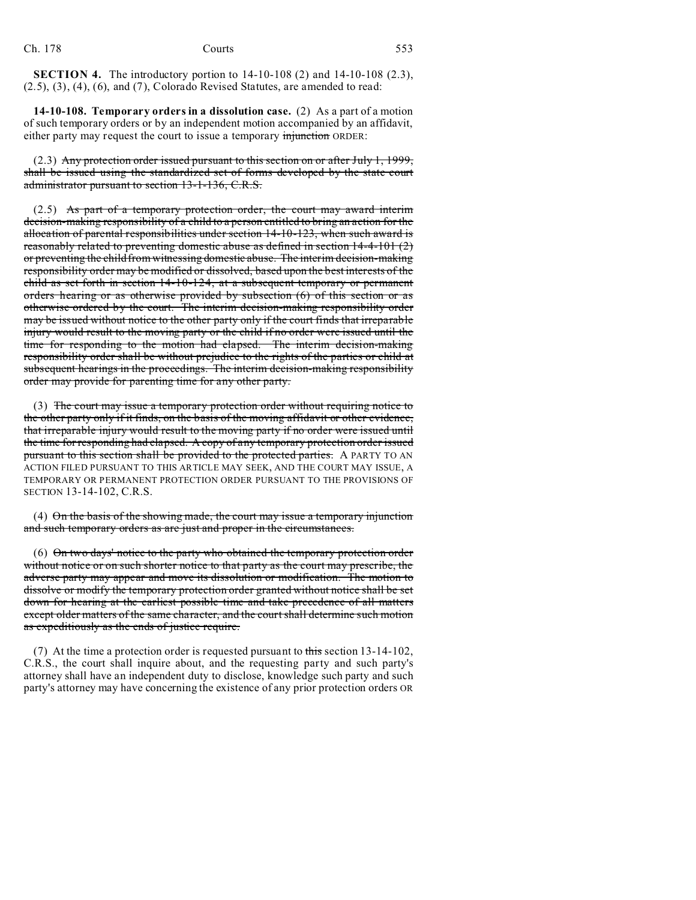**SECTION 4.** The introductory portion to 14-10-108 (2) and 14-10-108 (2.3), (2.5), (3), (4), (6), and (7), Colorado Revised Statutes, are amended to read:

**14-10-108. Temporary orders in a dissolution case.** (2) As a part of a motion of such temporary orders or by an independent motion accompanied by an affidavit, either party may request the court to issue a temporary ~~injunction~~ ORDER:

(2.3) ~~Any protection order issued pursuant to this section on or after July 1, 1999, shall be issued using the standardized set of forms developed by the state court administrator pursuant to section 13-1-136, C.R.S.~~

(2.5) ~~As part of a temporary protection order, the court may award interim decision-making responsibility of a child to a person entitled to bring an action for the allocation of parental responsibilities under section 14-10-123, when such award is reasonably related to preventing domestic abuse as defined in section 14-4-101 (2) or preventing the child from witnessing domestic abuse. The interim decision-making responsibility order may be modified or dissolved, based upon the best interests of the child as set forth in section 14-10-124, at a subsequent temporary or permanent orders hearing or as otherwise provided by subsection (6) of this section or as otherwise ordered by the court. The interim decision-making responsibility order may be issued without notice to the other party only if the court finds that irreparable injury would result to the moving party or the child if no order were issued until the time for responding to the motion had elapsed. The interim decision-making responsibility order shall be without prejudice to the rights of the parties or child at subsequent hearings in the proceedings. The interim decision-making responsibility order may provide for parenting time for any other party.~~

(3) ~~The court may issue a temporary protection order without requiring notice to the other party only if it finds, on the basis of the moving affidavit or other evidence, that irreparable injury would result to the moving party if no order were issued until the time for responding had elapsed. A copy of any temporary protection order issued pursuant to this section shall be provided to the protected parties.~~ A PARTY TO AN ACTION FILED PURSUANT TO THIS ARTICLE MAY SEEK, AND THE COURT MAY ISSUE, A TEMPORARY OR PERMANENT PROTECTION ORDER PURSUANT TO THE PROVISIONS OF SECTION 13-14-102, C.R.S.

(4) ~~On the basis of the showing made, the court may issue a temporary injunction and such temporary orders as are just and proper in the circumstances.~~

(6) ~~On two days' notice to the party who obtained the temporary protection order without notice or on such shorter notice to that party as the court may prescribe, the adverse party may appear and move its dissolution or modification. The motion to dissolve or modify the temporary protection order granted without notice shall be set down for hearing at the earliest possible time and take precedence of all matters except older matters of the same character, and the court shall determine such motion as expeditiously as the ends of justice require.~~

(7) At the time a protection order is requested pursuant to ~~this~~ section 13-14-102, C.R.S., the court shall inquire about, and the requesting party and such party's attorney shall have an independent duty to disclose, knowledge such party and such party's attorney may have concerning the existence of any prior protection orders OR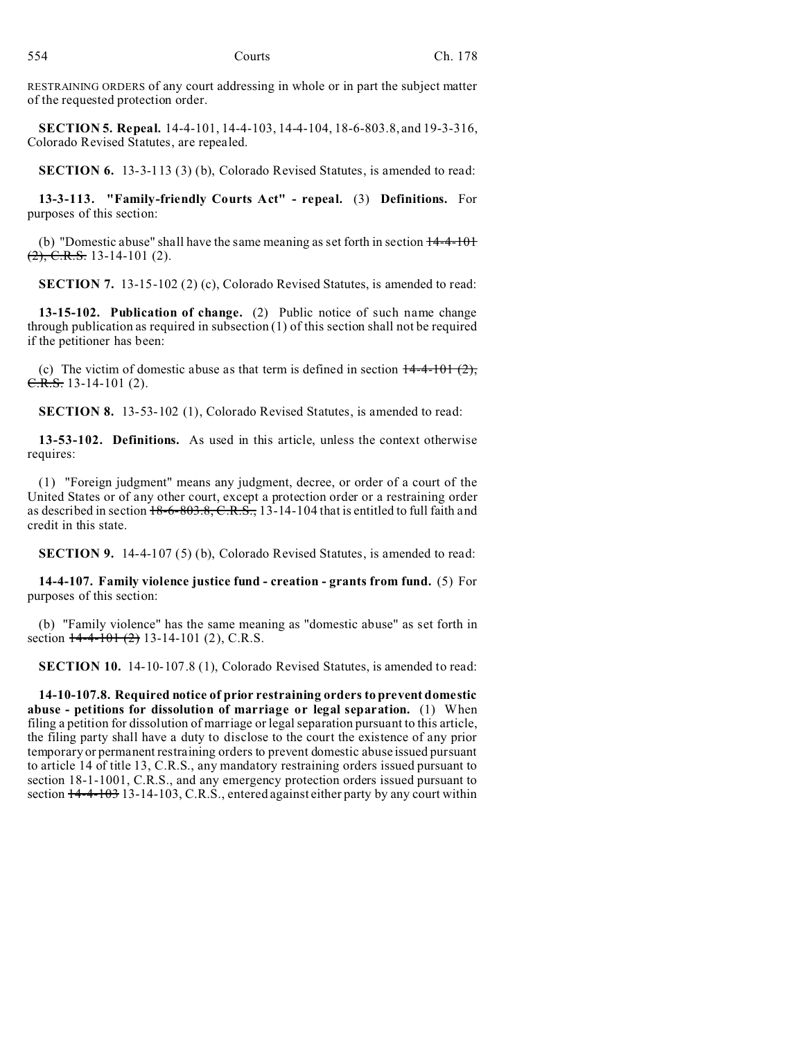RESTRAINING ORDERS of any court addressing in whole or in part the subject matter of the requested protection order.

**SECTION 5. Repeal.** 14-4-101, 14-4-103, 14-4-104, 18-6-803.8, and 19-3-316, Colorado Revised Statutes, are repealed.

**SECTION 6.** 13-3-113 (3) (b), Colorado Revised Statutes, is amended to read:

**13-3-113. "Family-friendly Courts Act" - repeal.** (3) **Definitions.** For purposes of this section:

(b) "Domestic abuse" shall have the same meaning as set forth in section ~~14-4-101 (2), C.R.S.~~ 13-14-101 (2).

**SECTION 7.** 13-15-102 (2) (c), Colorado Revised Statutes, is amended to read:

**13-15-102. Publication of change.** (2) Public notice of such name change through publication as required in subsection (1) of this section shall not be required if the petitioner has been:

(c) The victim of domestic abuse as that term is defined in section ~~14-4-101 (2), C.R.S.~~ 13-14-101 (2).

**SECTION 8.** 13-53-102 (1), Colorado Revised Statutes, is amended to read:

**13-53-102. Definitions.** As used in this article, unless the context otherwise requires:

(1) "Foreign judgment" means any judgment, decree, or order of a court of the United States or of any other court, except a protection order or a restraining order as described in section ~~18-6-803.8, C.R.S.,~~ 13-14-104 that is entitled to full faith and credit in this state.

**SECTION 9.** 14-4-107 (5) (b), Colorado Revised Statutes, is amended to read:

**14-4-107. Family violence justice fund - creation - grants from fund.** (5) For purposes of this section:

(b) "Family violence" has the same meaning as "domestic abuse" as set forth in section ~~14-4-101 (2)~~ 13-14-101 (2), C.R.S.

**SECTION 10.** 14-10-107.8 (1), Colorado Revised Statutes, is amended to read:

**14-10-107.8. Required notice of prior restraining orders to prevent domestic abuse - petitions for dissolution of marriage or legal separation.** (1) When filing a petition for dissolution of marriage or legal separation pursuant to this article, the filing party shall have a duty to disclose to the court the existence of any prior temporary or permanent restraining orders to prevent domestic abuse issued pursuant to article 14 of title 13, C.R.S., any mandatory restraining orders issued pursuant to section 18-1-1001, C.R.S., and any emergency protection orders issued pursuant to section ~~14-4-103~~ 13-14-103, C.R.S., entered against either party by any court within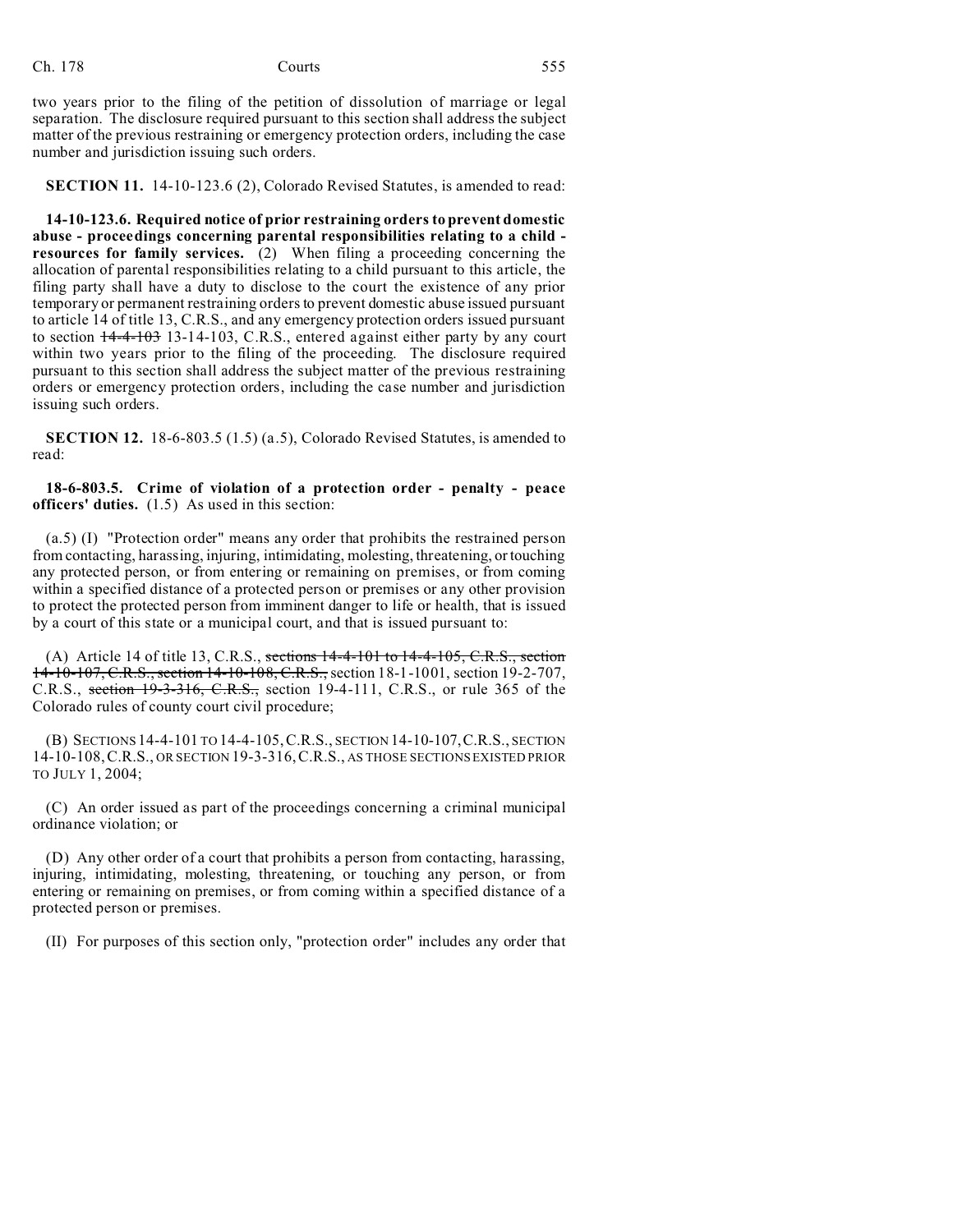two years prior to the filing of the petition of dissolution of marriage or legal separation. The disclosure required pursuant to this section shall address the subject matter of the previous restraining or emergency protection orders, including the case number and jurisdiction issuing such orders.

**SECTION 11.** 14-10-123.6 (2), Colorado Revised Statutes, is amended to read:

**14-10-123.6. Required notice of prior restraining orders to prevent domestic abuse - proceedings concerning parental responsibilities relating to a child - resources for family services.** (2) When filing a proceeding concerning the allocation of parental responsibilities relating to a child pursuant to this article, the filing party shall have a duty to disclose to the court the existence of any prior temporary or permanent restraining orders to prevent domestic abuse issued pursuant to article 14 of title 13, C.R.S., and any emergency protection orders issued pursuant to section ~~14-4-103~~ 13-14-103, C.R.S., entered against either party by any court within two years prior to the filing of the proceeding. The disclosure required pursuant to this section shall address the subject matter of the previous restraining orders or emergency protection orders, including the case number and jurisdiction issuing such orders.

**SECTION 12.** 18-6-803.5 (1.5) (a.5), Colorado Revised Statutes, is amended to read:

**18-6-803.5. Crime of violation of a protection order - penalty - peace officers' duties.** (1.5) As used in this section:

(a.5) (I) "Protection order" means any order that prohibits the restrained person from contacting, harassing, injuring, intimidating, molesting, threatening, or touching any protected person, or from entering or remaining on premises, or from coming within a specified distance of a protected person or premises or any other provision to protect the protected person from imminent danger to life or health, that is issued by a court of this state or a municipal court, and that is issued pursuant to:

(A) Article 14 of title 13, C.R.S., ~~sections 14-4-101 to 14-4-105, C.R.S., section 14-10-107, C.R.S., section 14-10-108, C.R.S.,~~ section 18-1-1001, section 19-2-707, C.R.S., ~~section 19-3-316, C.R.S.,~~ section 19-4-111, C.R.S., or rule 365 of the Colorado rules of county court civil procedure;

(B) SECTIONS 14-4-101 TO 14-4-105, C.R.S., SECTION 14-10-107, C.R.S., SECTION 14-10-108, C.R.S., OR SECTION 19-3-316, C.R.S., AS THOSE SECTIONS EXISTED PRIOR TO JULY 1, 2004;

(C) An order issued as part of the proceedings concerning a criminal municipal ordinance violation; or

(D) Any other order of a court that prohibits a person from contacting, harassing, injuring, intimidating, molesting, threatening, or touching any person, or from entering or remaining on premises, or from coming within a specified distance of a protected person or premises.

(II) For purposes of this section only, "protection order" includes any order that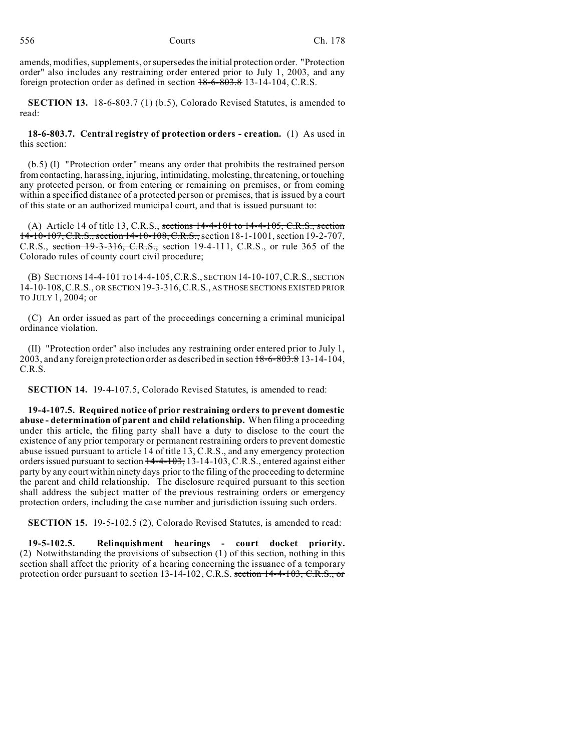amends, modifies, supplements, or supersedes the initial protection order. "Protection order" also includes any restraining order entered prior to July 1, 2003, and any foreign protection order as defined in section ~~18-6-803.8~~ 13-14-104, C.R.S.

**SECTION 13.** 18-6-803.7 (1) (b.5), Colorado Revised Statutes, is amended to read:

**18-6-803.7. Central registry of protection orders - creation.** (1) As used in this section:

(b.5) (I) "Protection order" means any order that prohibits the restrained person from contacting, harassing, injuring, intimidating, molesting, threatening, or touching any protected person, or from entering or remaining on premises, or from coming within a specified distance of a protected person or premises, that is issued by a court of this state or an authorized municipal court, and that is issued pursuant to:

(A) Article 14 of title 13, C.R.S., ~~sections 14-4-101 to 14-4-105, C.R.S., section 14-10-107, C.R.S., section 14-10-108, C.R.S.,~~ section 18-1-1001, section 19-2-707, C.R.S., ~~section 19-3-316, C.R.S.,~~ section 19-4-111, C.R.S., or rule 365 of the Colorado rules of county court civil procedure;

(B) SECTIONS 14-4-101 TO 14-4-105, C.R.S., SECTION 14-10-107, C.R.S., SECTION 14-10-108, C.R.S., OR SECTION 19-3-316, C.R.S., AS THOSE SECTIONS EXISTED PRIOR TO JULY 1, 2004; or

(C) An order issued as part of the proceedings concerning a criminal municipal ordinance violation.

(II) "Protection order" also includes any restraining order entered prior to July 1, 2003, and any foreign protection order as described in section ~~18-6-803.8~~ 13-14-104, C.R.S.

**SECTION 14.** 19-4-107.5, Colorado Revised Statutes, is amended to read:

**19-4-107.5. Required notice of prior restraining orders to prevent domestic abuse - determination of parent and child relationship.** When filing a proceeding under this article, the filing party shall have a duty to disclose to the court the existence of any prior temporary or permanent restraining orders to prevent domestic abuse issued pursuant to article 14 of title 13, C.R.S., and any emergency protection orders issued pursuant to section ~~14-4-103,~~ 13-14-103, C.R.S., entered against either party by any court within ninety days prior to the filing of the proceeding to determine the parent and child relationship. The disclosure required pursuant to this section shall address the subject matter of the previous restraining orders or emergency protection orders, including the case number and jurisdiction issuing such orders.

**SECTION 15.** 19-5-102.5 (2), Colorado Revised Statutes, is amended to read:

**19-5-102.5. Relinquishment hearings - court docket priority.** (2) Notwithstanding the provisions of subsection (1) of this section, nothing in this section shall affect the priority of a hearing concerning the issuance of a temporary protection order pursuant to section 13-14-102, C.R.S. ~~section 14-4-103, C.R.S., or~~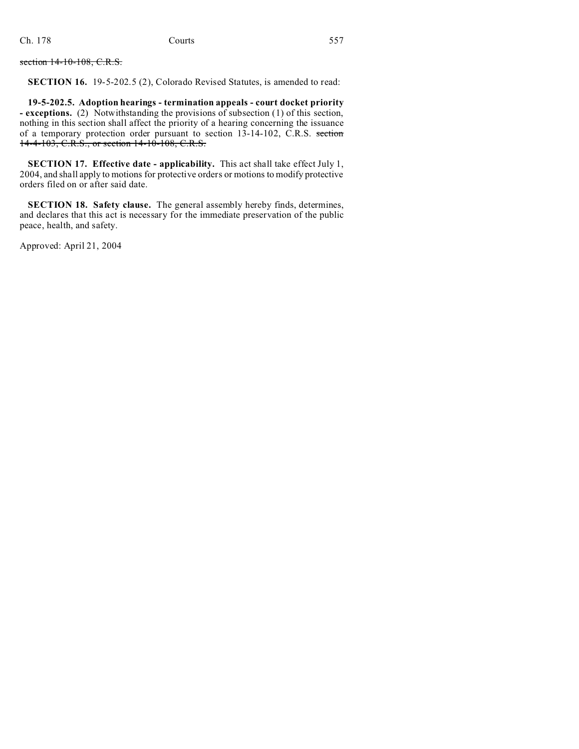~~section 14-10-108, C.R.S.~~

**SECTION 16.** 19-5-202.5 (2), Colorado Revised Statutes, is amended to read:

**19-5-202.5. Adoption hearings - termination appeals - court docket priority - exceptions.** (2) Notwithstanding the provisions of subsection (1) of this section, nothing in this section shall affect the priority of a hearing concerning the issuance of a temporary protection order pursuant to section 13-14-102, C.R.S. ~~section 14-4-103, C.R.S., or section 14-10-108, C.R.S.~~

**SECTION 17. Effective date - applicability.** This act shall take effect July 1, 2004, and shall apply to motions for protective orders or motions to modify protective orders filed on or after said date.

**SECTION 18. Safety clause.** The general assembly hereby finds, determines, and declares that this act is necessary for the immediate preservation of the public peace, health, and safety.

Approved: April 21, 2004